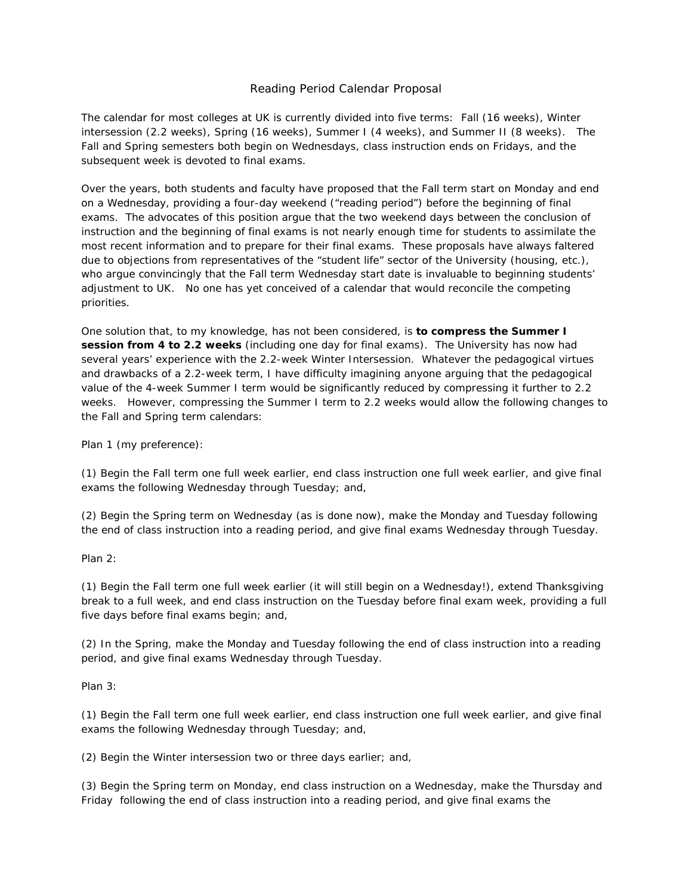# Reading Period Calendar Proposal

The calendar for most colleges at UK is currently divided into five terms: Fall (16 weeks), Winter intersession (2.2 weeks), Spring (16 weeks), Summer I (4 weeks), and Summer II (8 weeks). The Fall and Spring semesters both begin on Wednesdays, class instruction ends on Fridays, and the subsequent week is devoted to final exams.

Over the years, both students and faculty have proposed that the Fall term start on Monday and end on a Wednesday, providing a four-day weekend ("reading period") before the beginning of final exams. The advocates of this position argue that the two weekend days between the conclusion of instruction and the beginning of final exams is not nearly enough time for students to assimilate the most recent information and to prepare for their final exams. These proposals have always faltered due to objections from representatives of the "student life" sector of the University (housing, etc.), who argue convincingly that the Fall term Wednesday start date is invaluable to beginning students' adjustment to UK. No one has yet conceived of a calendar that would reconcile the competing priorities.

One solution that, to my knowledge, has not been considered, is **to compress the Summer I session from 4 to 2.2 weeks** (including one day for final exams). The University has now had several years' experience with the 2.2-week Winter Intersession. Whatever the pedagogical virtues and drawbacks of a 2.2-week term, I have difficulty imagining anyone arguing that the pedagogical value of the 4-week Summer I term would be significantly reduced by compressing it further to 2.2 weeks. However, compressing the Summer I term to 2.2 weeks would allow the following changes to the Fall and Spring term calendars:

Plan 1 (my preference):

(1) Begin the Fall term one full week earlier, end class instruction one full week earlier, and give final exams the following Wednesday through Tuesday; and,

(2) Begin the Spring term on Wednesday (as is done now), make the Monday and Tuesday following the end of class instruction into a reading period, and give final exams Wednesday through Tuesday.

Plan 2:

(1) Begin the Fall term one full week earlier (it will still begin on a Wednesday!), extend Thanksgiving break to a full week, and end class instruction on the Tuesday before final exam week, providing a full five days before final exams begin; and,

(2) In the Spring, make the Monday and Tuesday following the end of class instruction into a reading period, and give final exams Wednesday through Tuesday.

Plan 3:

(1) Begin the Fall term one full week earlier, end class instruction one full week earlier, and give final exams the following Wednesday through Tuesday; and,

(2) Begin the Winter intersession two or three days earlier; and,

(3) Begin the Spring term on Monday, end class instruction on a Wednesday, make the Thursday and Friday following the end of class instruction into a reading period, and give final exams the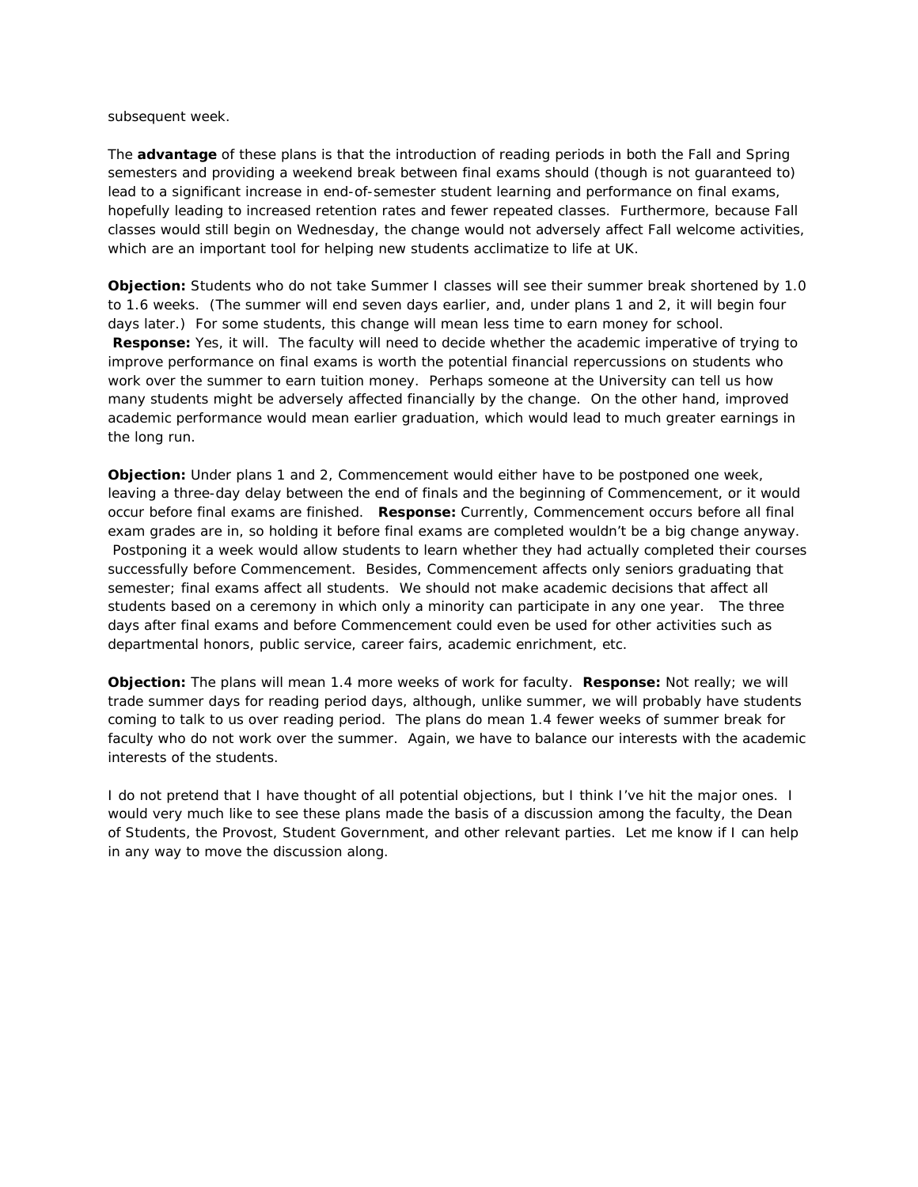subsequent week.

The **advantage** of these plans is that the introduction of reading periods in both the Fall and Spring semesters and providing a weekend break between final exams should (though is not guaranteed to) lead to a significant increase in end-of-semester student learning and performance on final exams, hopefully leading to increased retention rates and fewer repeated classes. Furthermore, because Fall classes would still begin on Wednesday, the change would not adversely affect Fall welcome activities, which are an important tool for helping new students acclimatize to life at UK.

**Objection:** Students who do not take Summer I classes will see their summer break shortened by 1.0 to 1.6 weeks. (The summer will end seven days earlier, and, under plans 1 and 2, it will begin four days later.) For some students, this change will mean less time to earn money for school. **Response:** Yes, it will. The faculty will need to decide whether the academic imperative of trying to improve performance on final exams is worth the potential financial repercussions on students who work over the summer to earn tuition money. Perhaps someone at the University can tell us how many students might be adversely affected financially by the change. On the other hand, improved academic performance would mean earlier graduation, which would lead to much greater earnings in the long run.

**Objection:** Under plans 1 and 2, Commencement would either have to be postponed one week, leaving a three-day delay between the end of finals and the beginning of Commencement, or it would occur before final exams are finished. **Response:** Currently, Commencement occurs before all final exam grades are in, so holding it before final exams are completed wouldn't be a big change anyway. Postponing it a week would allow students to learn whether they had actually completed their courses successfully before Commencement. Besides, Commencement affects only seniors graduating that semester; final exams affect all students. We should not make academic decisions that affect all students based on a ceremony in which only a minority can participate in any one year. The three days after final exams and before Commencement could even be used for other activities such as departmental honors, public service, career fairs, academic enrichment, etc.

**Objection:** The plans will mean 1.4 more weeks of work for faculty. **Response:** Not really; we will trade summer days for reading period days, although, unlike summer, we will probably have students coming to talk to us over reading period. The plans do mean 1.4 fewer weeks of summer break for faculty who do not work over the summer. Again, we have to balance our interests with the academic interests of the students.

I do not pretend that I have thought of all potential objections, but I think I've hit the major ones. I would very much like to see these plans made the basis of a discussion among the faculty, the Dean of Students, the Provost, Student Government, and other relevant parties. Let me know if I can help in any way to move the discussion along.